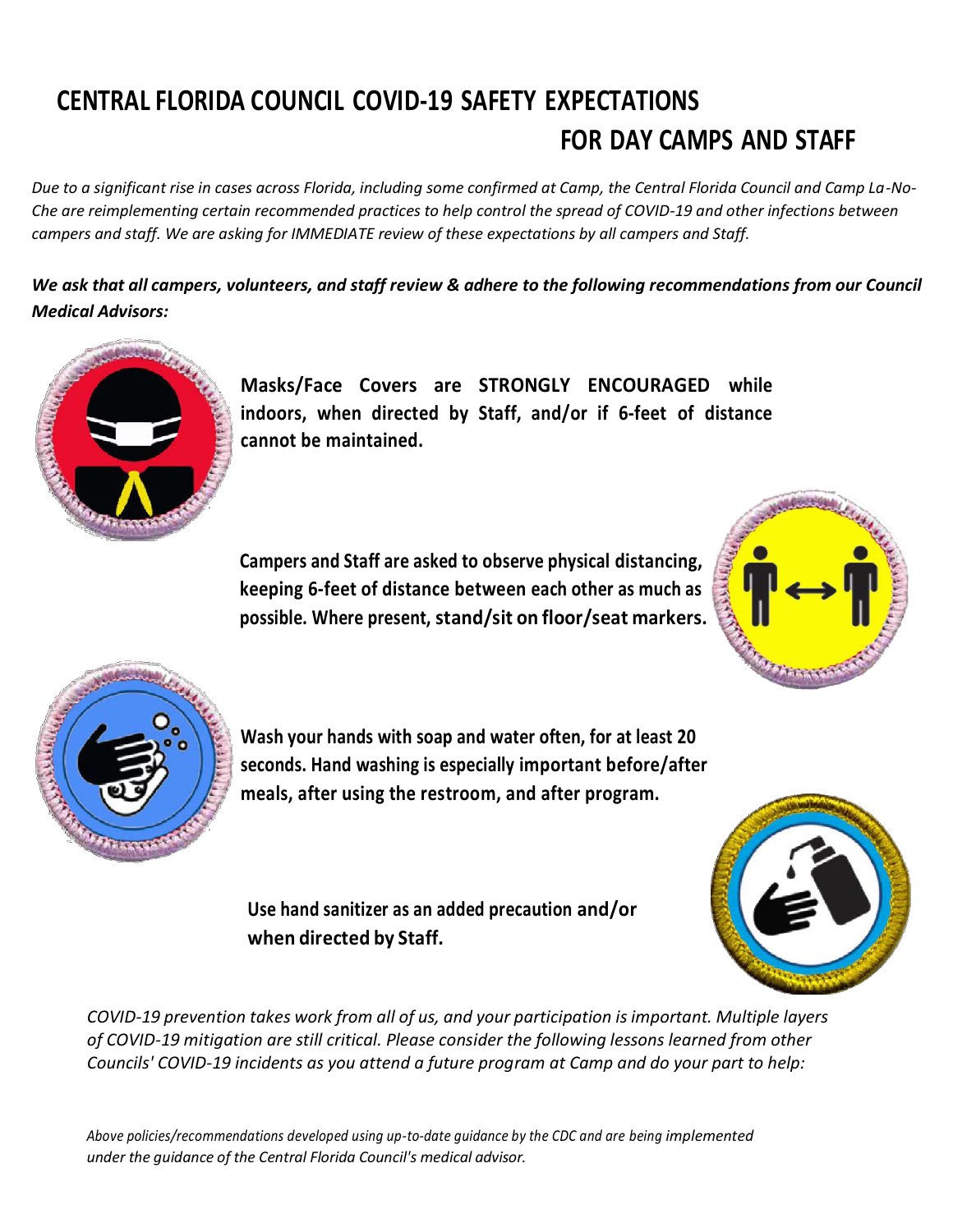# CENTRAL FLORIDA COUNCIL COVID-19 SAFETY EXPECTATIONS FOR DAY CAMPS AND STAFF

*Due to a significant rise in cases across Florida, including some confirmed at Camp, the Central Florida Council and Camp La-No-Che are reimplementing certain recommended practices to help control the spread of COVID-19 and other infections between campers and staff. We are asking for IMMEDIATE review of these expectations by all campers and Staff.*

***We ask that all campers, volunteers, and staff review & adhere to the following recommendations from our Council Medical Advisors:***

**Masks/Face Covers are STRONGLY ENCOURAGED while indoors, when directed by Staff, and/or if 6-feet of distance cannot be maintained.**

**Campers and Staff are asked to observe physical distancing, keeping 6-feet of distance between each other as much as possible. Where present, stand/sit on floor/seat markers.**

**Wash your hands with soap and water often, for at least 20 seconds. Hand washing is especially important before/after meals, after using the restroom, and after program.**

**Use hand sanitizer as an added precaution and/or when directed by Staff.**

*COVID-19 prevention takes work from all of us, and your participation is important. Multiple layers of COVID-19 mitigation are still critical. Please consider the following lessons learned from other Councils' COVID-19 incidents as you attend a future program at Camp and do your part to help:*

*Above policies/recommendations developed using up-to-date guidance by the CDC and are being implemented under the guidance of the Central Florida Council's medical advisor.*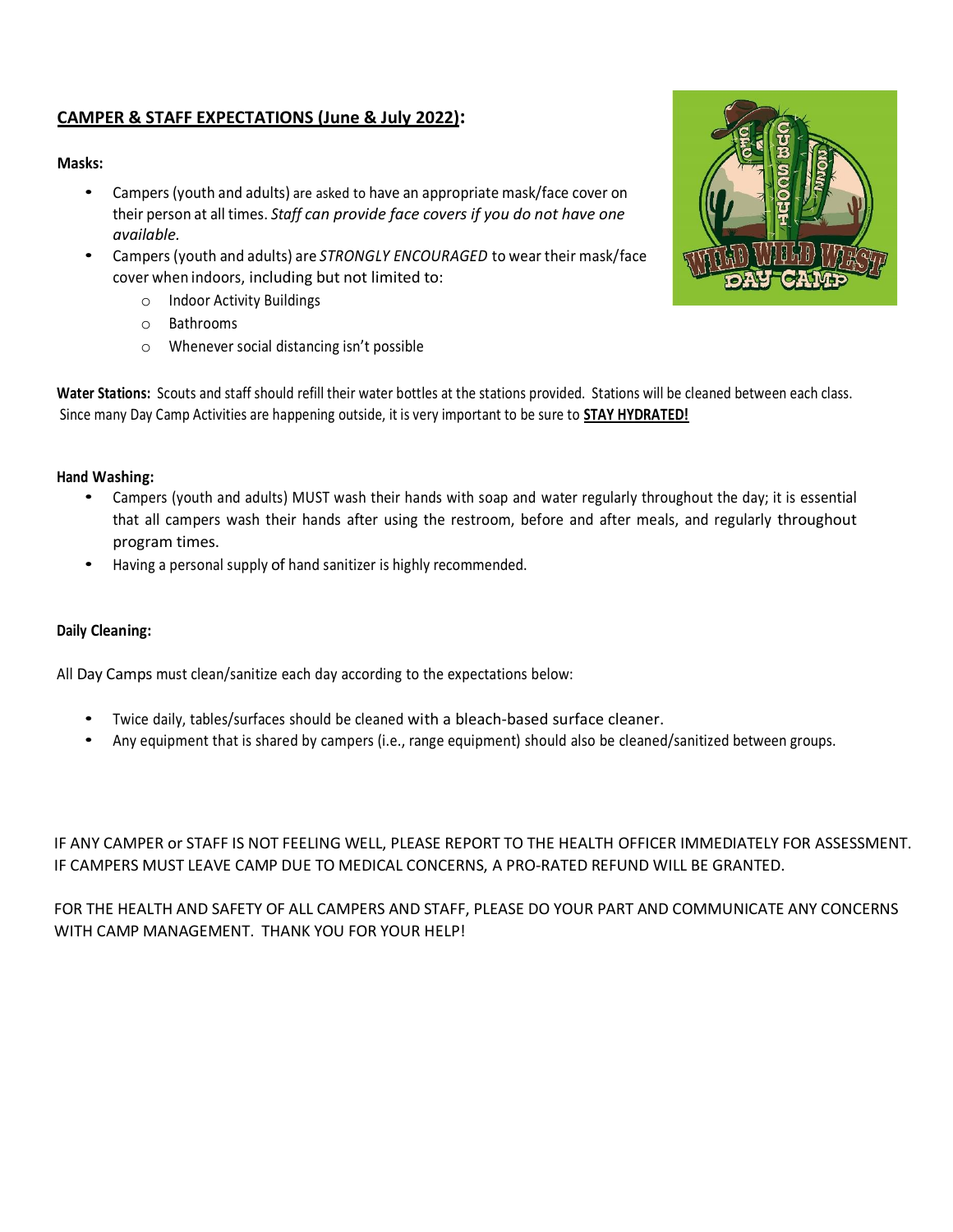## **CAMPER & STAFF EXPECTATIONS (June & July 2022):**

**Masks:**

- Campers (youth and adults) are asked to have an appropriate mask/face cover on their person at all times. *Staff can provide face covers if you do not have one available.*
- Campers (youth and adults) are *STRONGLY ENCOURAGED* to wear their mask/face cover when indoors, including but not limited to:
    - Indoor Activity Buildings
    - Bathrooms
    - Whenever social distancing isn't possible

**Water Stations:** Scouts and staff should refill their water bottles at the stations provided. Stations will be cleaned between each class. Since many Day Camp Activities are happening outside, it is very important to be sure to **STAY HYDRATED!**

**Hand Washing:**

- Campers (youth and adults) MUST wash their hands with soap and water regularly throughout the day; it is essential that all campers wash their hands after using the restroom, before and after meals, and regularly throughout program times.
- Having a personal supply of hand sanitizer is highly recommended.

**Daily Cleaning:**

All Day Camps must clean/sanitize each day according to the expectations below:

- Twice daily, tables/surfaces should be cleaned with a bleach-based surface cleaner.
- Any equipment that is shared by campers (i.e., range equipment) should also be cleaned/sanitized between groups.

IF ANY CAMPER or STAFF IS NOT FEELING WELL, PLEASE REPORT TO THE HEALTH OFFICER IMMEDIATELY FOR ASSESSMENT. IF CAMPERS MUST LEAVE CAMP DUE TO MEDICAL CONCERNS, A PRO-RATED REFUND WILL BE GRANTED.

FOR THE HEALTH AND SAFETY OF ALL CAMPERS AND STAFF, PLEASE DO YOUR PART AND COMMUNICATE ANY CONCERNS WITH CAMP MANAGEMENT. THANK YOU FOR YOUR HELP!